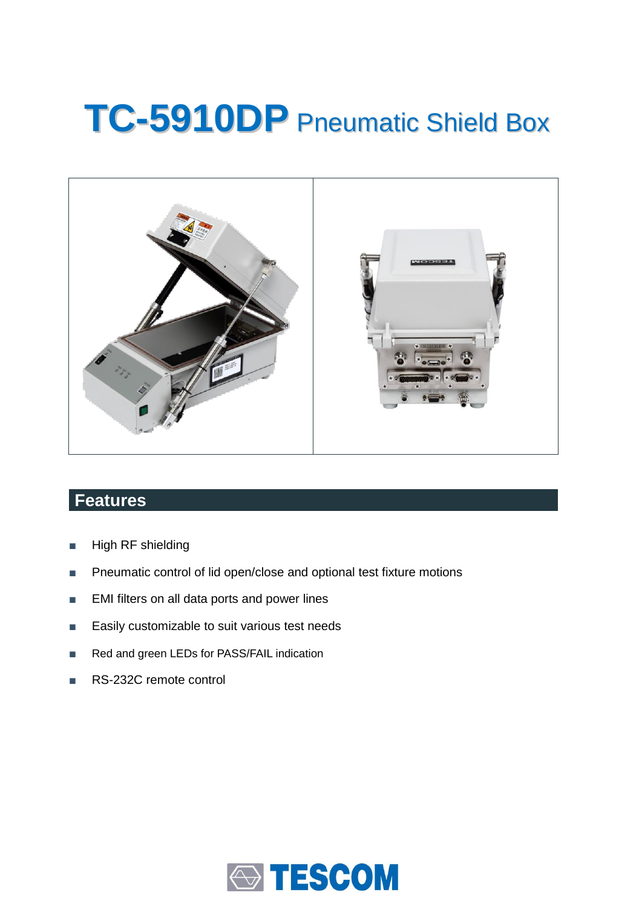# TC-5910DP Pneumatic Shield Box

## Features

- High RF shielding
- Pneumatic control of lid open/close and optional test fixture motions
- EMI filters on all data ports and power lines
- Easily customizable to suit various test needs
- Red and green LEDs for PASS/FAIL indication
- RS-232C remote control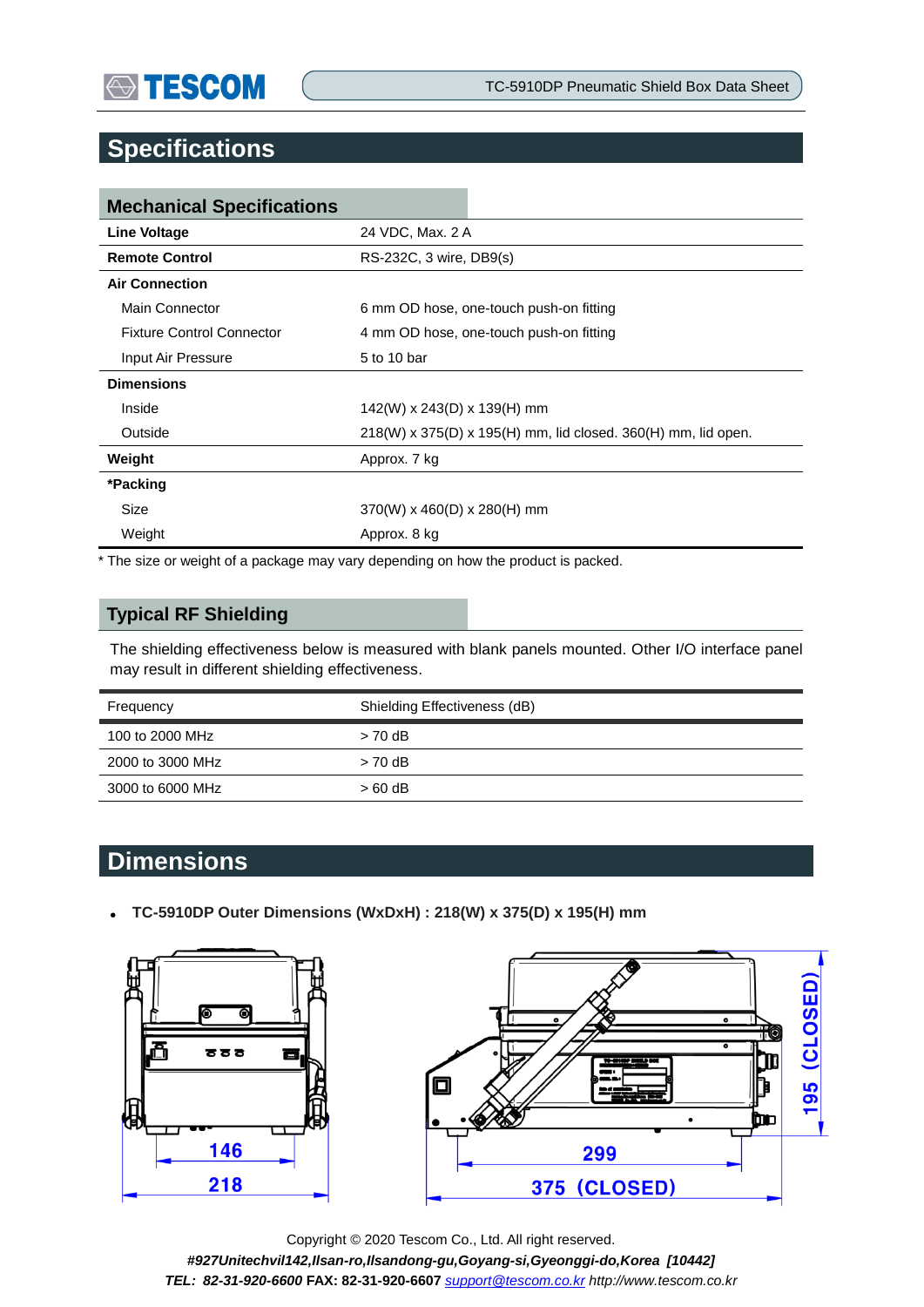# Specifications

## Mechanical Specifications

| | |
|---|---|
| **Line Voltage** | 24 VDC, Max. 2 A |
| **Remote Control** | RS-232C, 3 wire, DB9(s) |
| **Air Connection** | |
| Main Connector | 6 mm OD hose, one-touch push-on fitting |
| Fixture Control Connector | 4 mm OD hose, one-touch push-on fitting |
| Input Air Pressure | 5 to 10 bar |
| **Dimensions** | |
| Inside | 142(W) x 243(D) x 139(H) mm |
| Outside | 218(W) x 375(D) x 195(H) mm, lid closed. 360(H) mm, lid open. |
| **Weight** | Approx. 7 kg |
| ***Packing** | |
| Size | 370(W) x 460(D) x 280(H) mm |
| Weight | Approx. 8 kg |

* The size or weight of a package may vary depending on how the product is packed.

## Typical RF Shielding

The shielding effectiveness below is measured with blank panels mounted. Other I/O interface panel may result in different shielding effectiveness.

| Frequency | Shielding Effectiveness (dB) |
|---|---|
| 100 to 2000 MHz | > 70 dB |
| 2000 to 3000 MHz | > 70 dB |
| 3000 to 6000 MHz | > 60 dB |

# Dimensions

- **TC-5910DP Outer Dimensions (WxDxH) : 218(W) x 375(D) x 195(H) mm**

146

218

299

375 (CLOSED)

195 (CLOSED)

Copyright © 2020 Tescom Co., Ltd. All right reserved.

***#927Unitechvil142,Ilsan-ro,Ilsandong-gu,Goyang-si,Gyeonggi-do,Korea [10442]***

***TEL: 82-31-920-6600*** **FAX: 82-31-920-6607** *support@tescom.co.kr http://www.tescom.co.kr*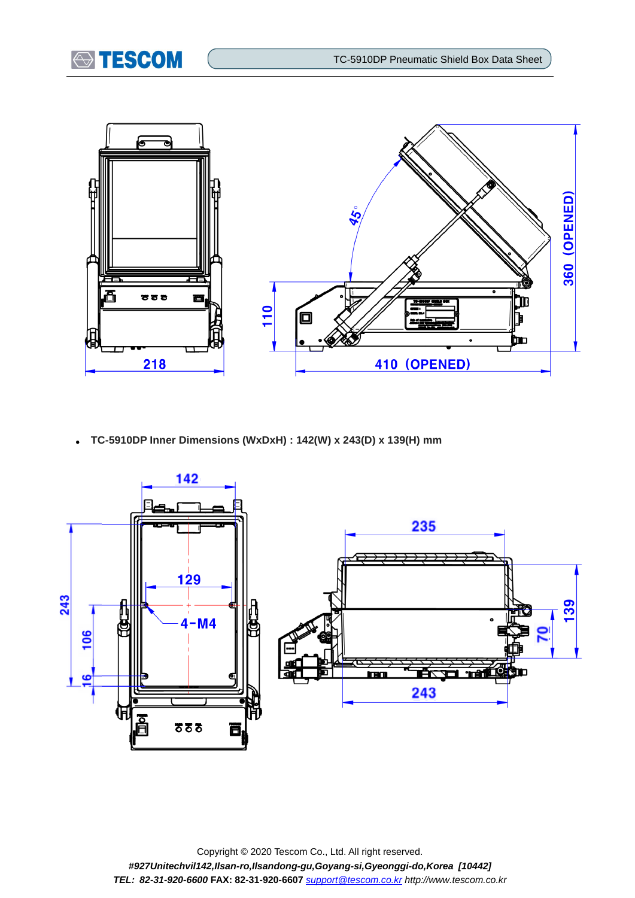- **TC-5910DP Inner Dimensions (WxDxH) : 142(W) x 243(D) x 139(H) mm**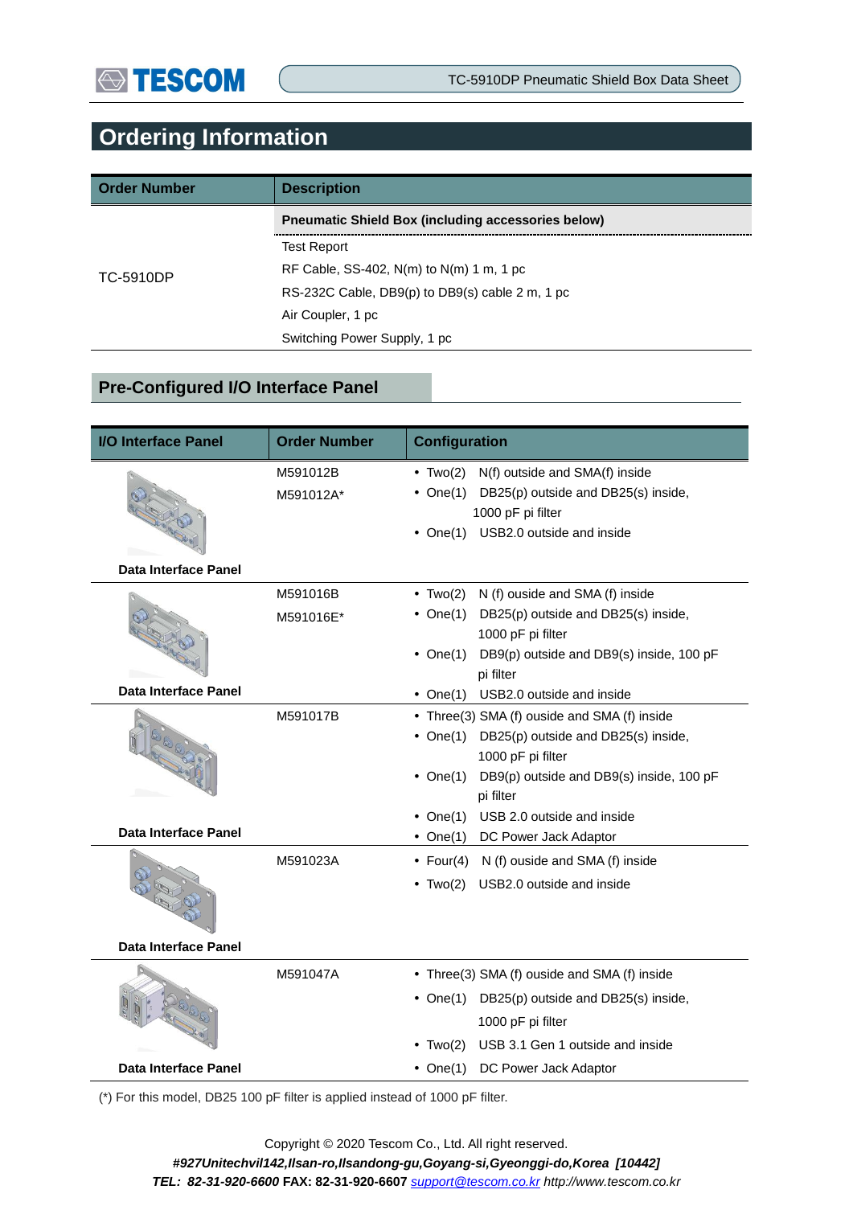## Ordering Information

| Order Number | Description |
|---|---|
| TC-5910DP | **Pneumatic Shield Box (including accessories below)** |
| | Test Report |
| | RF Cable, SS-402, N(m) to N(m) 1 m, 1 pc |
| | RS-232C Cable, DB9(p) to DB9(s) cable 2 m, 1 pc |
| | Air Coupler, 1 pc |
| | Switching Power Supply, 1 pc |

## Pre-Configured I/O Interface Panel

| I/O Interface Panel | Order Number | Configuration |
|---|---|---|
| Data Interface Panel | M591012B<br>M591012A* | • Two(2) N(f) outside and SMA(f) inside<br>• One(1) DB25(p) outside and DB25(s) inside, 1000 pF pi filter<br>• One(1) USB2.0 outside and inside |
| Data Interface Panel | M591016B<br>M591016E* | • Two(2) N (f) ouside and SMA (f) inside<br>• One(1) DB25(p) outside and DB25(s) inside, 1000 pF pi filter<br>• One(1) DB9(p) outside and DB9(s) inside, 100 pF pi filter<br>• One(1) USB2.0 outside and inside |
| Data Interface Panel | M591017B | • Three(3) SMA (f) ouside and SMA (f) inside<br>• One(1) DB25(p) outside and DB25(s) inside, 1000 pF pi filter<br>• One(1) DB9(p) outside and DB9(s) inside, 100 pF pi filter<br>• One(1) USB 2.0 outside and inside<br>• One(1) DC Power Jack Adaptor |
| Data Interface Panel | M591023A | • Four(4) N (f) ouside and SMA (f) inside<br>• Two(2) USB2.0 outside and inside |
| Data Interface Panel | M591047A | • Three(3) SMA (f) ouside and SMA (f) inside<br>• One(1) DB25(p) outside and DB25(s) inside, 1000 pF pi filter<br>• Two(2) USB 3.1 Gen 1 outside and inside<br>• One(1) DC Power Jack Adaptor |

(*) For this model, DB25 100 pF filter is applied instead of 1000 pF filter.

Copyright © 2020 Tescom Co., Ltd. All right reserved.
*#927Unitechvil142,Ilsan-ro,Ilsandong-gu,Goyang-si,Gyeonggi-do,Korea [10442]*
*TEL: 82-31-920-6600* **FAX: 82-31-920-6607** support@tescom.co.kr *http://www.tescom.co.kr*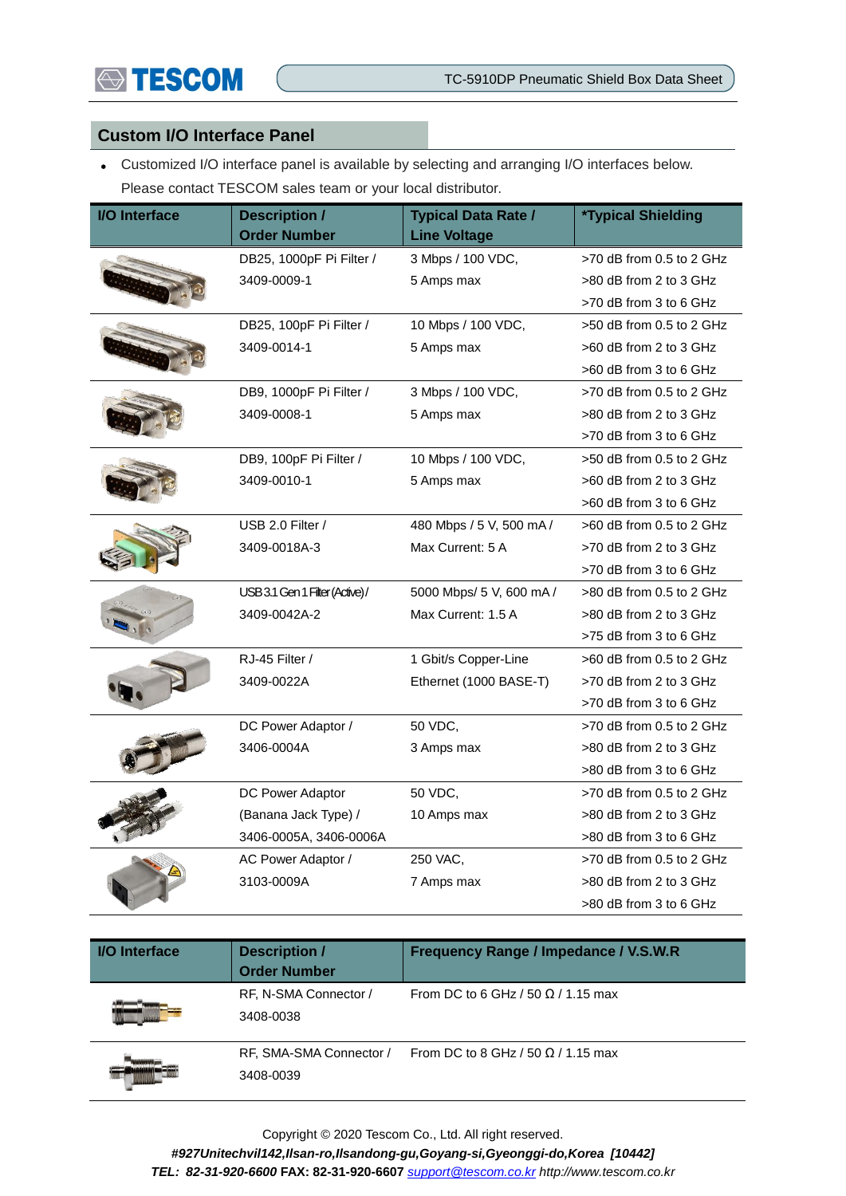## Custom I/O Interface Panel

- Customized I/O interface panel is available by selecting and arranging I/O interfaces below. Please contact TESCOM sales team or your local distributor.

| I/O Interface | Description / Order Number | Typical Data Rate / Line Voltage | *Typical Shielding |
|---|---|---|---|
| | DB25, 1000pF Pi Filter / 3409-0009-1 | 3 Mbps / 100 VDC, 5 Amps max | >70 dB from 0.5 to 2 GHz<br>>80 dB from 2 to 3 GHz<br>>70 dB from 3 to 6 GHz |
| | DB25, 100pF Pi Filter / 3409-0014-1 | 10 Mbps / 100 VDC, 5 Amps max | >50 dB from 0.5 to 2 GHz<br>>60 dB from 2 to 3 GHz<br>>60 dB from 3 to 6 GHz |
| | DB9, 1000pF Pi Filter / 3409-0008-1 | 3 Mbps / 100 VDC, 5 Amps max | >70 dB from 0.5 to 2 GHz<br>>80 dB from 2 to 3 GHz<br>>70 dB from 3 to 6 GHz |
| | DB9, 100pF Pi Filter / 3409-0010-1 | 10 Mbps / 100 VDC, 5 Amps max | >50 dB from 0.5 to 2 GHz<br>>60 dB from 2 to 3 GHz<br>>60 dB from 3 to 6 GHz |
| | USB 2.0 Filter / 3409-0018A-3 | 480 Mbps / 5 V, 500 mA / Max Current: 5 A | >60 dB from 0.5 to 2 GHz<br>>70 dB from 2 to 3 GHz<br>>70 dB from 3 to 6 GHz |
| | USB 3.1 Gen 1 Filter (Active) / 3409-0042A-2 | 5000 Mbps/ 5 V, 600 mA / Max Current: 1.5 A | >80 dB from 0.5 to 2 GHz<br>>80 dB from 2 to 3 GHz<br>>75 dB from 3 to 6 GHz |
| | RJ-45 Filter / 3409-0022A | 1 Gbit/s Copper-Line Ethernet (1000 BASE-T) | >60 dB from 0.5 to 2 GHz<br>>70 dB from 2 to 3 GHz<br>>70 dB from 3 to 6 GHz |
| | DC Power Adaptor / 3406-0004A | 50 VDC, 3 Amps max | >70 dB from 0.5 to 2 GHz<br>>80 dB from 2 to 3 GHz<br>>80 dB from 3 to 6 GHz |
| | DC Power Adaptor (Banana Jack Type) / 3406-0005A, 3406-0006A | 50 VDC, 10 Amps max | >70 dB from 0.5 to 2 GHz<br>>80 dB from 2 to 3 GHz<br>>80 dB from 3 to 6 GHz |
| | AC Power Adaptor / 3103-0009A | 250 VAC, 7 Amps max | >70 dB from 0.5 to 2 GHz<br>>80 dB from 2 to 3 GHz<br>>80 dB from 3 to 6 GHz |

| I/O Interface | Description / Order Number | Frequency Range / Impedance / V.S.W.R |
|---|---|---|
| | RF, N-SMA Connector / 3408-0038 | From DC to 6 GHz / 50 Ω / 1.15 max |
| | RF, SMA-SMA Connector / 3408-0039 | From DC to 8 GHz / 50 Ω / 1.15 max |

Copyright © 2020 Tescom Co., Ltd. All right reserved.

*#927Unitechvil142,Ilsan-ro,Ilsandong-gu,Goyang-si,Gyeonggi-do,Korea [10442]*

***TEL: 82-31-920-6600*** **FAX: 82-31-920-6607** *support@tescom.co.kr http://www.tescom.co.kr*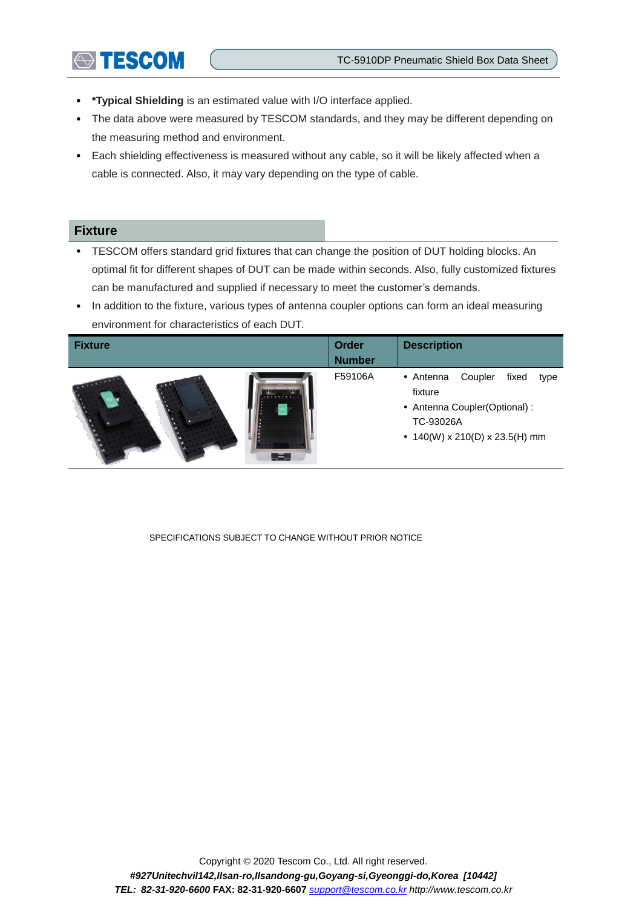- ***Typical Shielding** is an estimated value with I/O interface applied.
- The data above were measured by TESCOM standards, and they may be different depending on the measuring method and environment.
- Each shielding effectiveness is measured without any cable, so it will be likely affected when a cable is connected. Also, it may vary depending on the type of cable.

## Fixture

- TESCOM offers standard grid fixtures that can change the position of DUT holding blocks. An optimal fit for different shapes of DUT can be made within seconds. Also, fully customized fixtures can be manufactured and supplied if necessary to meet the customer's demands.
- In addition to the fixture, various types of antenna coupler options can form an ideal measuring environment for characteristics of each DUT.

| Fixture | Order Number | Description |
|---|---|---|
| | F59106A | • Antenna Coupler fixed type fixture<br>• Antenna Coupler(Optional) : TC-93026A<br>• 140(W) x 210(D) x 23.5(H) mm |

SPECIFICATIONS SUBJECT TO CHANGE WITHOUT PRIOR NOTICE

Copyright © 2020 Tescom Co., Ltd. All right reserved.

***#927Unitechvil142,Ilsan-ro,Ilsandong-gu,Goyang-si,Gyeonggi-do,Korea [10442]***

***TEL: 82-31-920-6600*** **FAX: 82-31-920-6607** *support@tescom.co.kr* *http://www.tescom.co.kr*